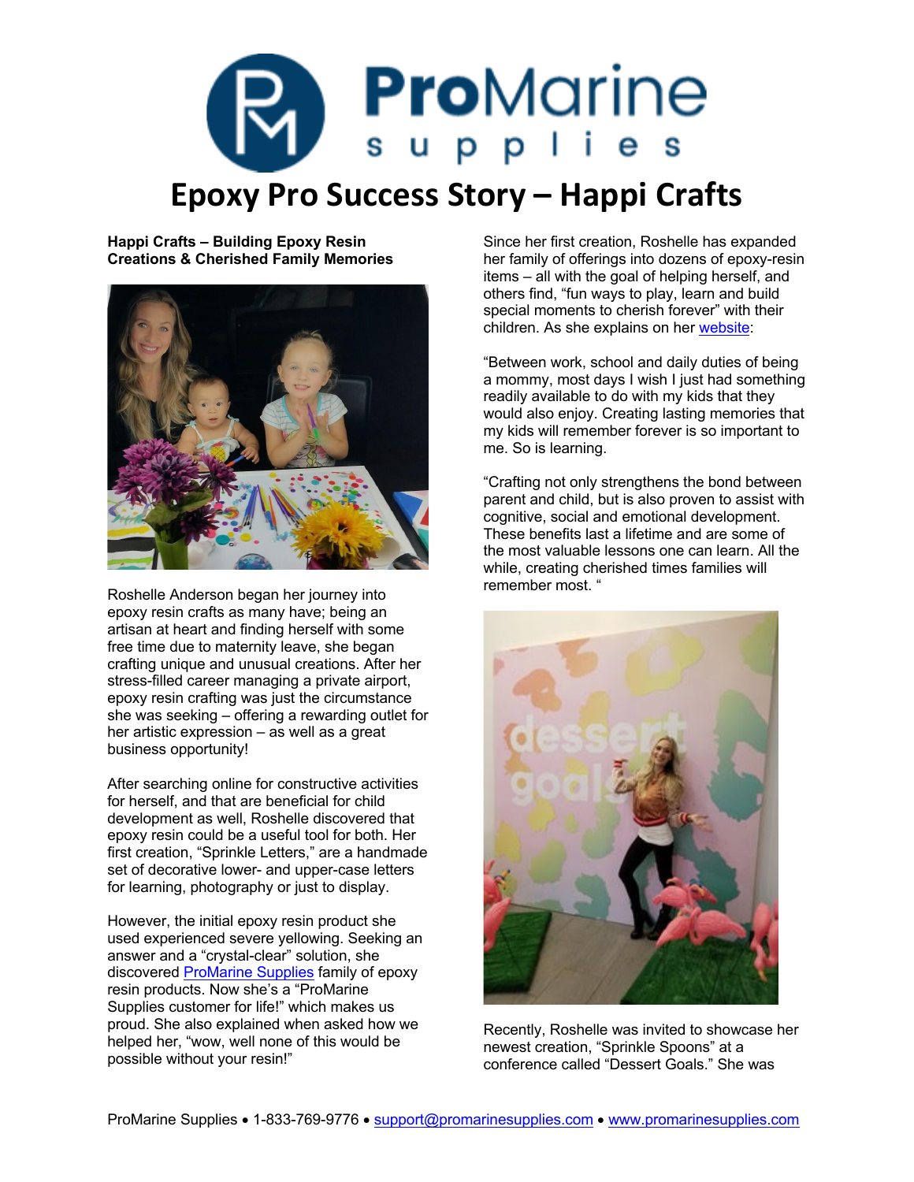# Epoxy Pro Success Story – Happi Crafts

**Happi Crafts – Building Epoxy Resin Creations & Cherished Family Memories**

Roshelle Anderson began her journey into epoxy resin crafts as many have; being an artisan at heart and finding herself with some free time due to maternity leave, she began crafting unique and unusual creations. After her stress-filled career managing a private airport, epoxy resin crafting was just the circumstance she was seeking – offering a rewarding outlet for her artistic expression – as well as a great business opportunity!

After searching online for constructive activities for herself, and that are beneficial for child development as well, Roshelle discovered that epoxy resin could be a useful tool for both. Her first creation, "Sprinkle Letters," are a handmade set of decorative lower- and upper-case letters for learning, photography or just to display.

However, the initial epoxy resin product she used experienced severe yellowing. Seeking an answer and a "crystal-clear" solution, she discovered ProMarine Supplies family of epoxy resin products. Now she's a "ProMarine Supplies customer for life!" which makes us proud. She also explained when asked how we helped her, "wow, well none of this would be possible without your resin!"

Since her first creation, Roshelle has expanded her family of offerings into dozens of epoxy-resin items – all with the goal of helping herself, and others find, "fun ways to play, learn and build special moments to cherish forever" with their children. As she explains on her website:

"Between work, school and daily duties of being a mommy, most days I wish I just had something readily available to do with my kids that they would also enjoy. Creating lasting memories that my kids will remember forever is so important to me. So is learning.

"Crafting not only strengthens the bond between parent and child, but is also proven to assist with cognitive, social and emotional development. These benefits last a lifetime and are some of the most valuable lessons one can learn. All the while, creating cherished times families will remember most. "

Recently, Roshelle was invited to showcase her newest creation, "Sprinkle Spoons" at a conference called "Dessert Goals." She was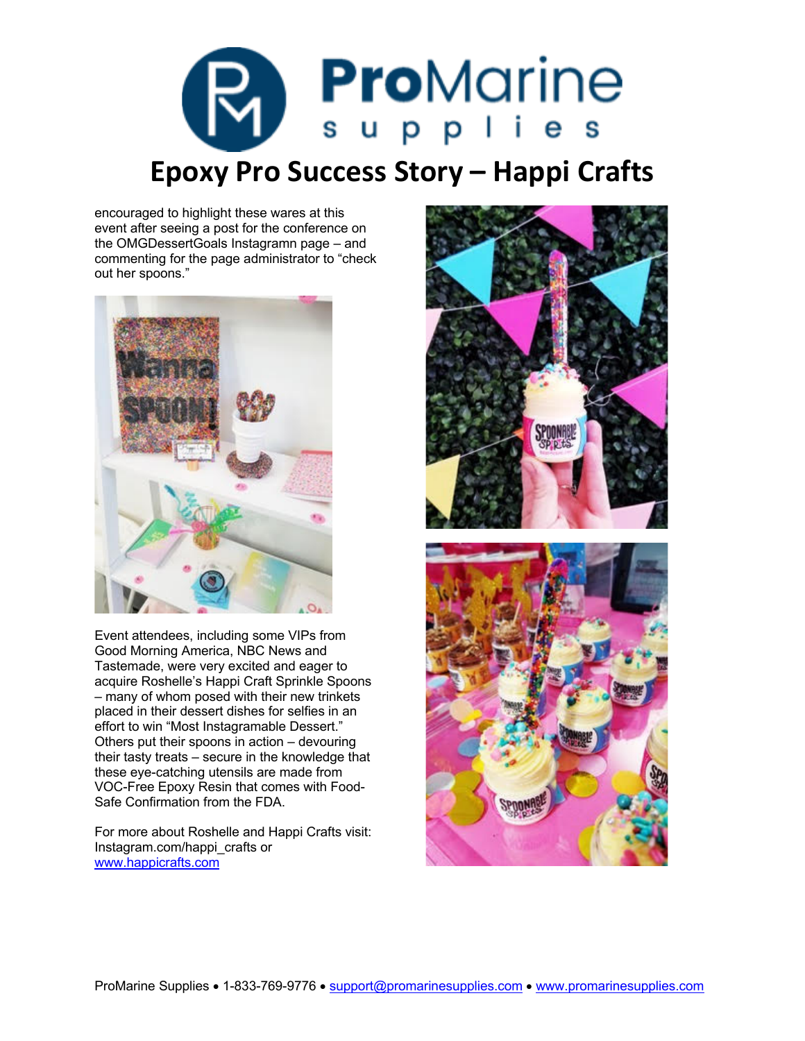# Epoxy Pro Success Story – Happi Crafts

encouraged to highlight these wares at this event after seeing a post for the conference on the OMGDessertGoals Instagramn page – and commenting for the page administrator to "check out her spoons."

Event attendees, including some VIPs from Good Morning America, NBC News and Tastemade, were very excited and eager to acquire Roshelle's Happi Craft Sprinkle Spoons – many of whom posed with their new trinkets placed in their dessert dishes for selfies in an effort to win "Most Instagramable Dessert." Others put their spoons in action – devouring their tasty treats – secure in the knowledge that these eye-catching utensils are made from VOC-Free Epoxy Resin that comes with Food-Safe Confirmation from the FDA.

For more about Roshelle and Happi Crafts visit:
Instagram.com/happi_crafts or
www.happicrafts.com

ProMarine Supplies • 1-833-769-9776 • support@promarinesupplies.com • www.promarinesupplies.com